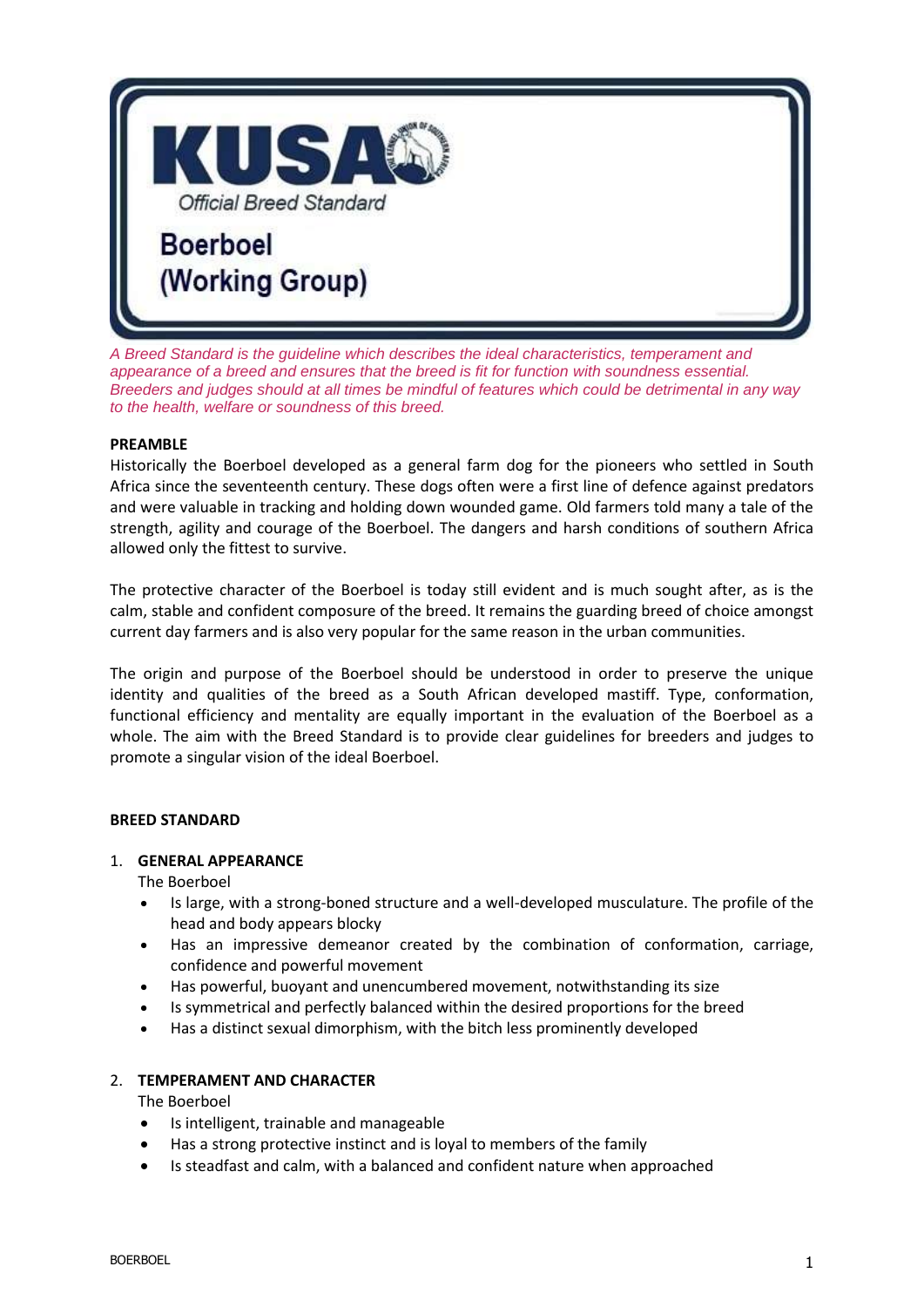# KUSA

Official Breed Standard

## Boerboel (Working Group)

*A Breed Standard is the guideline which describes the ideal characteristics, temperament and appearance of a breed and ensures that the breed is fit for function with soundness essential. Breeders and judges should at all times be mindful of features which could be detrimental in any way to the health, welfare or soundness of this breed.*

**PREAMBLE**

Historically the Boerboel developed as a general farm dog for the pioneers who settled in South Africa since the seventeenth century. These dogs often were a first line of defence against predators and were valuable in tracking and holding down wounded game. Old farmers told many a tale of the strength, agility and courage of the Boerboel. The dangers and harsh conditions of southern Africa allowed only the fittest to survive.

The protective character of the Boerboel is today still evident and is much sought after, as is the calm, stable and confident composure of the breed. It remains the guarding breed of choice amongst current day farmers and is also very popular for the same reason in the urban communities.

The origin and purpose of the Boerboel should be understood in order to preserve the unique identity and qualities of the breed as a South African developed mastiff. Type, conformation, functional efficiency and mentality are equally important in the evaluation of the Boerboel as a whole. The aim with the Breed Standard is to provide clear guidelines for breeders and judges to promote a singular vision of the ideal Boerboel.

**BREED STANDARD**

1. **GENERAL APPEARANCE**

   The Boerboel

   - Is large, with a strong-boned structure and a well-developed musculature. The profile of the head and body appears blocky
   - Has an impressive demeanor created by the combination of conformation, carriage, confidence and powerful movement
   - Has powerful, buoyant and unencumbered movement, notwithstanding its size
   - Is symmetrical and perfectly balanced within the desired proportions for the breed
   - Has a distinct sexual dimorphism, with the bitch less prominently developed

2. **TEMPERAMENT AND CHARACTER**

   The Boerboel

   - Is intelligent, trainable and manageable
   - Has a strong protective instinct and is loyal to members of the family
   - Is steadfast and calm, with a balanced and confident nature when approached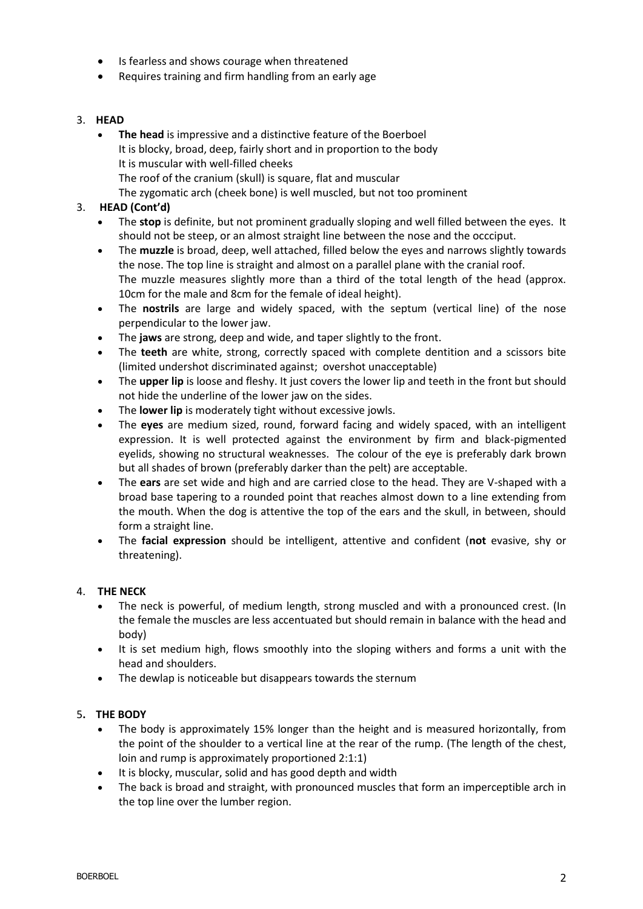- Is fearless and shows courage when threatened
- Requires training and firm handling from an early age

## 3. HEAD

- **The head** is impressive and a distinctive feature of the Boerboel
  It is blocky, broad, deep, fairly short and in proportion to the body
  It is muscular with well-filled cheeks
  The roof of the cranium (skull) is square, flat and muscular
  The zygomatic arch (cheek bone) is well muscled, but not too prominent

## 3. HEAD (Cont'd)

- The **stop** is definite, but not prominent gradually sloping and well filled between the eyes. It should not be steep, or an almost straight line between the nose and the occciput.
- The **muzzle** is broad, deep, well attached, filled below the eyes and narrows slightly towards the nose. The top line is straight and almost on a parallel plane with the cranial roof.
  The muzzle measures slightly more than a third of the total length of the head (approx. 10cm for the male and 8cm for the female of ideal height).
- The **nostrils** are large and widely spaced, with the septum (vertical line) of the nose perpendicular to the lower jaw.
- The **jaws** are strong, deep and wide, and taper slightly to the front.
- The **teeth** are white, strong, correctly spaced with complete dentition and a scissors bite (limited undershot discriminated against; overshot unacceptable)
- The **upper lip** is loose and fleshy. It just covers the lower lip and teeth in the front but should not hide the underline of the lower jaw on the sides.
- The **lower lip** is moderately tight without excessive jowls.
- The **eyes** are medium sized, round, forward facing and widely spaced, with an intelligent expression. It is well protected against the environment by firm and black-pigmented eyelids, showing no structural weaknesses. The colour of the eye is preferably dark brown but all shades of brown (preferably darker than the pelt) are acceptable.
- The **ears** are set wide and high and are carried close to the head. They are V-shaped with a broad base tapering to a rounded point that reaches almost down to a line extending from the mouth. When the dog is attentive the top of the ears and the skull, in between, should form a straight line.
- The **facial expression** should be intelligent, attentive and confident (**not** evasive, shy or threatening).

## 4. THE NECK

- The neck is powerful, of medium length, strong muscled and with a pronounced crest. (In the female the muscles are less accentuated but should remain in balance with the head and body)
- It is set medium high, flows smoothly into the sloping withers and forms a unit with the head and shoulders.
- The dewlap is noticeable but disappears towards the sternum

## 5. THE BODY

- The body is approximately 15% longer than the height and is measured horizontally, from the point of the shoulder to a vertical line at the rear of the rump. (The length of the chest, loin and rump is approximately proportioned 2:1:1)
- It is blocky, muscular, solid and has good depth and width
- The back is broad and straight, with pronounced muscles that form an imperceptible arch in the top line over the lumber region.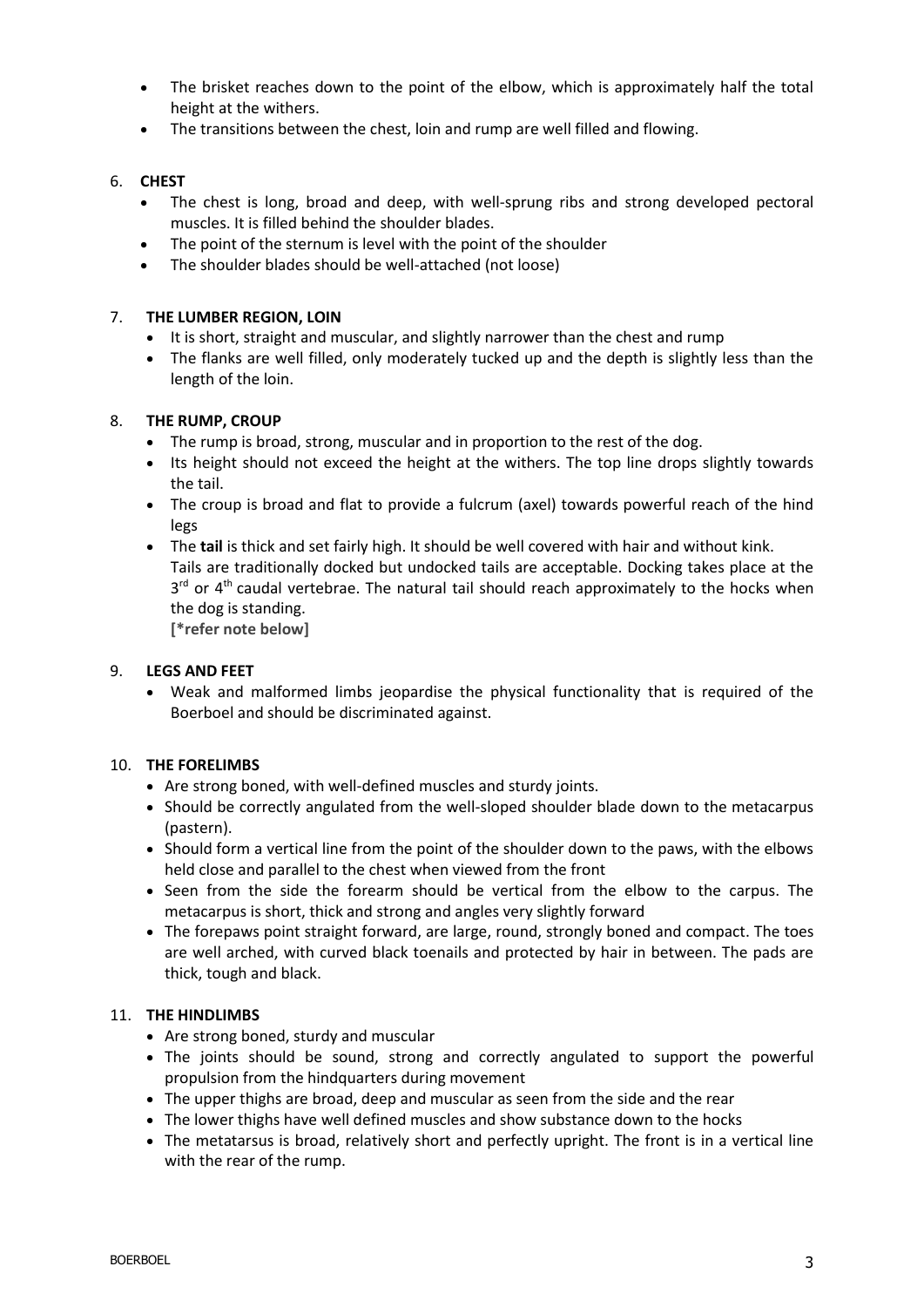- The brisket reaches down to the point of the elbow, which is approximately half the total height at the withers.
- The transitions between the chest, loin and rump are well filled and flowing.

6. **CHEST**
   - The chest is long, broad and deep, with well-sprung ribs and strong developed pectoral muscles. It is filled behind the shoulder blades.
   - The point of the sternum is level with the point of the shoulder
   - The shoulder blades should be well-attached (not loose)

7. **THE LUMBER REGION, LOIN**
   - It is short, straight and muscular, and slightly narrower than the chest and rump
   - The flanks are well filled, only moderately tucked up and the depth is slightly less than the length of the loin.

8. **THE RUMP, CROUP**
   - The rump is broad, strong, muscular and in proportion to the rest of the dog.
   - Its height should not exceed the height at the withers. The top line drops slightly towards the tail.
   - The croup is broad and flat to provide a fulcrum (axel) towards powerful reach of the hind legs
   - The **tail** is thick and set fairly high. It should be well covered with hair and without kink. Tails are traditionally docked but undocked tails are acceptable. Docking takes place at the 3rd or 4th caudal vertebrae. The natural tail should reach approximately to the hocks when the dog is standing.
     **[*refer note below]**

9. **LEGS AND FEET**
   - Weak and malformed limbs jeopardise the physical functionality that is required of the Boerboel and should be discriminated against.

10. **THE FORELIMBS**
    - Are strong boned, with well-defined muscles and sturdy joints.
    - Should be correctly angulated from the well-sloped shoulder blade down to the metacarpus (pastern).
    - Should form a vertical line from the point of the shoulder down to the paws, with the elbows held close and parallel to the chest when viewed from the front
    - Seen from the side the forearm should be vertical from the elbow to the carpus. The metacarpus is short, thick and strong and angles very slightly forward
    - The forepaws point straight forward, are large, round, strongly boned and compact. The toes are well arched, with curved black toenails and protected by hair in between. The pads are thick, tough and black.

11. **THE HINDLIMBS**
    - Are strong boned, sturdy and muscular
    - The joints should be sound, strong and correctly angulated to support the powerful propulsion from the hindquarters during movement
    - The upper thighs are broad, deep and muscular as seen from the side and the rear
    - The lower thighs have well defined muscles and show substance down to the hocks
    - The metatarsus is broad, relatively short and perfectly upright. The front is in a vertical line with the rear of the rump.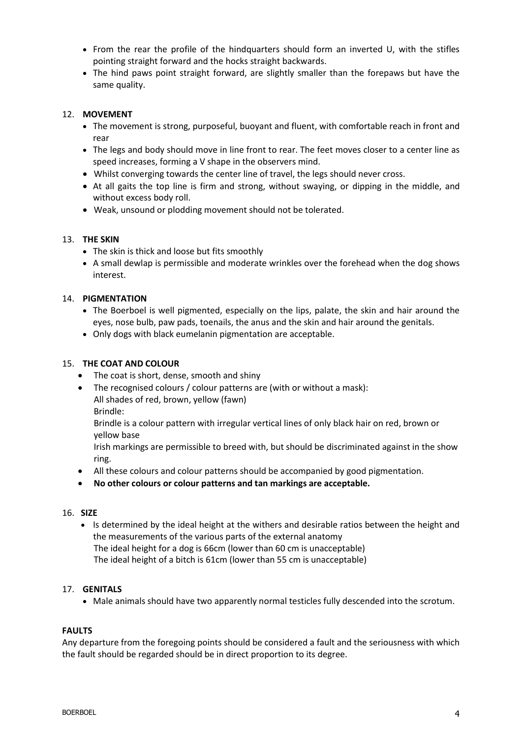- From the rear the profile of the hindquarters should form an inverted U, with the stifles pointing straight forward and the hocks straight backwards.
- The hind paws point straight forward, are slightly smaller than the forepaws but have the same quality.

12. **MOVEMENT**
    - The movement is strong, purposeful, buoyant and fluent, with comfortable reach in front and rear
    - The legs and body should move in line front to rear. The feet moves closer to a center line as speed increases, forming a V shape in the observers mind.
    - Whilst converging towards the center line of travel, the legs should never cross.
    - At all gaits the top line is firm and strong, without swaying, or dipping in the middle, and without excess body roll.
    - Weak, unsound or plodding movement should not be tolerated.

13. **THE SKIN**
    - The skin is thick and loose but fits smoothly
    - A small dewlap is permissible and moderate wrinkles over the forehead when the dog shows interest.

14. **PIGMENTATION**
    - The Boerboel is well pigmented, especially on the lips, palate, the skin and hair around the eyes, nose bulb, paw pads, toenails, the anus and the skin and hair around the genitals.
    - Only dogs with black eumelanin pigmentation are acceptable.

15. **THE COAT AND COLOUR**
    - The coat is short, dense, smooth and shiny
    - The recognised colours / colour patterns are (with or without a mask):
      All shades of red, brown, yellow (fawn)
      Brindle:
      Brindle is a colour pattern with irregular vertical lines of only black hair on red, brown or yellow base
      Irish markings are permissible to breed with, but should be discriminated against in the show ring.
    - All these colours and colour patterns should be accompanied by good pigmentation.
    - **No other colours or colour patterns and tan markings are acceptable.**

16. **SIZE**
    - Is determined by the ideal height at the withers and desirable ratios between the height and the measurements of the various parts of the external anatomy
      The ideal height for a dog is 66cm (lower than 60 cm is unacceptable)
      The ideal height of a bitch is 61cm (lower than 55 cm is unacceptable)

17. **GENITALS**
    - Male animals should have two apparently normal testicles fully descended into the scrotum.

**FAULTS**

Any departure from the foregoing points should be considered a fault and the seriousness with which the fault should be regarded should be in direct proportion to its degree.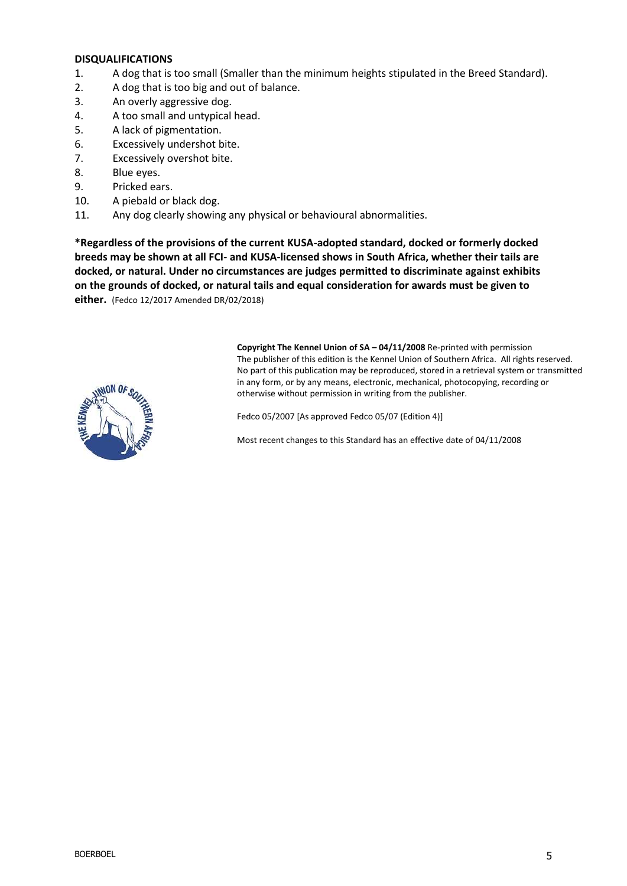**DISQUALIFICATIONS**

1. A dog that is too small (Smaller than the minimum heights stipulated in the Breed Standard).
2. A dog that is too big and out of balance.
3. An overly aggressive dog.
4. A too small and untypical head.
5. A lack of pigmentation.
6. Excessively undershot bite.
7. Excessively overshot bite.
8. Blue eyes.
9. Pricked ears.
10. A piebald or black dog.
11. Any dog clearly showing any physical or behavioural abnormalities.

***Regardless of the provisions of the current KUSA-adopted standard, docked or formerly docked breeds may be shown at all FCI- and KUSA-licensed shows in South Africa, whether their tails are docked, or natural. Under no circumstances are judges permitted to discriminate against exhibits on the grounds of docked, or natural tails and equal consideration for awards must be given to either.** (Fedco 12/2017 Amended DR/02/2018)

**Copyright The Kennel Union of SA – 04/11/2008** Re-printed with permission
The publisher of this edition is the Kennel Union of Southern Africa. All rights reserved. No part of this publication may be reproduced, stored in a retrieval system or transmitted in any form, or by any means, electronic, mechanical, photocopying, recording or otherwise without permission in writing from the publisher.

Fedco 05/2007 [As approved Fedco 05/07 (Edition 4)]

Most recent changes to this Standard has an effective date of 04/11/2008